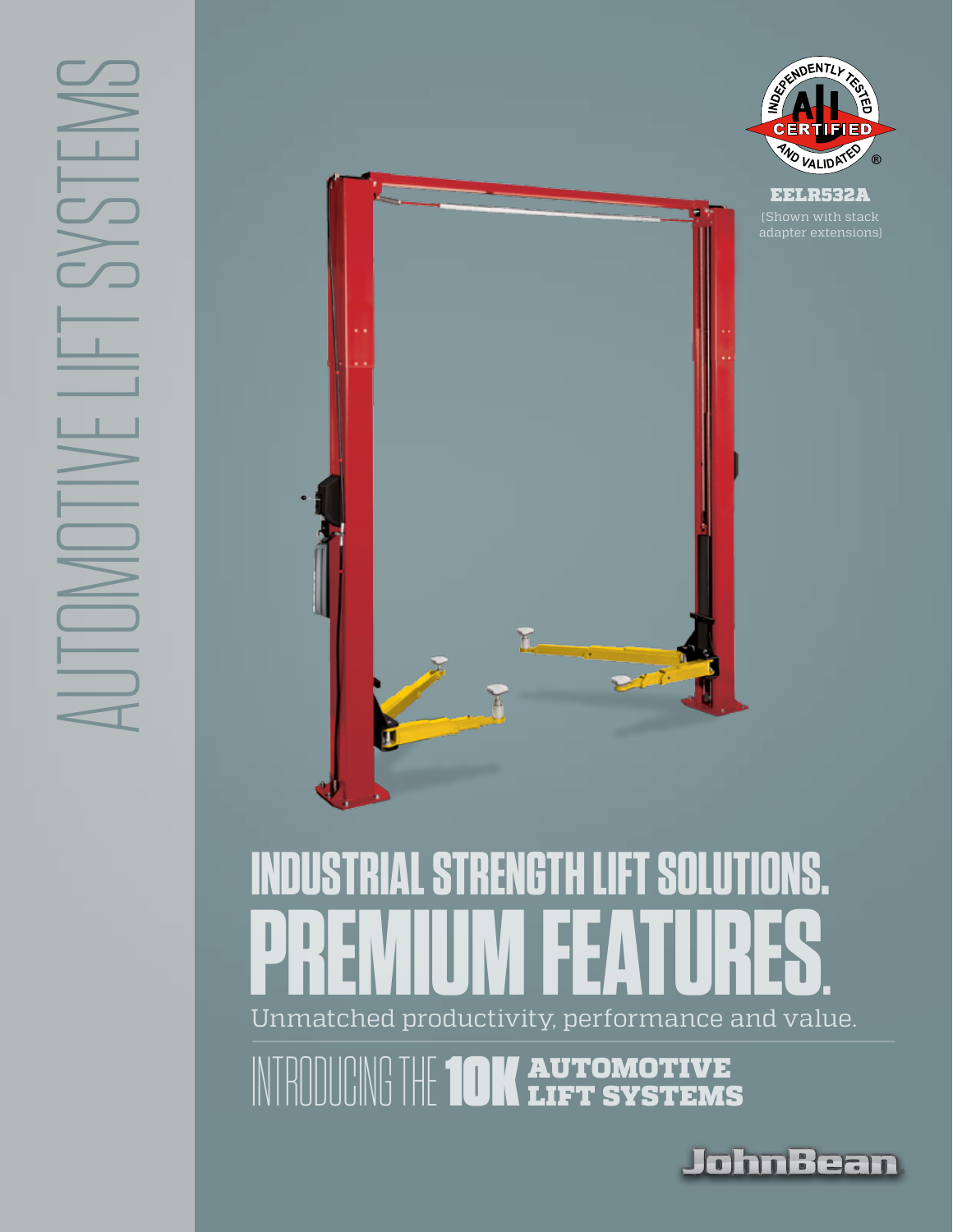AUTOMOTIVE LIFT SYSTEMS

INDEPENDENTLY TESTED ALI CERTIFIED AND VALIDATED ®

**EELR532A**
(Shown with stack adapter extensions)

# INDUSTRIAL STRENGTH LIFT SOLUTIONS.
# PREMIUM FEATURES.

Unmatched productivity, performance and value.

## INTRODUCING THE 10K AUTOMOTIVE LIFT SYSTEMS

JohnBean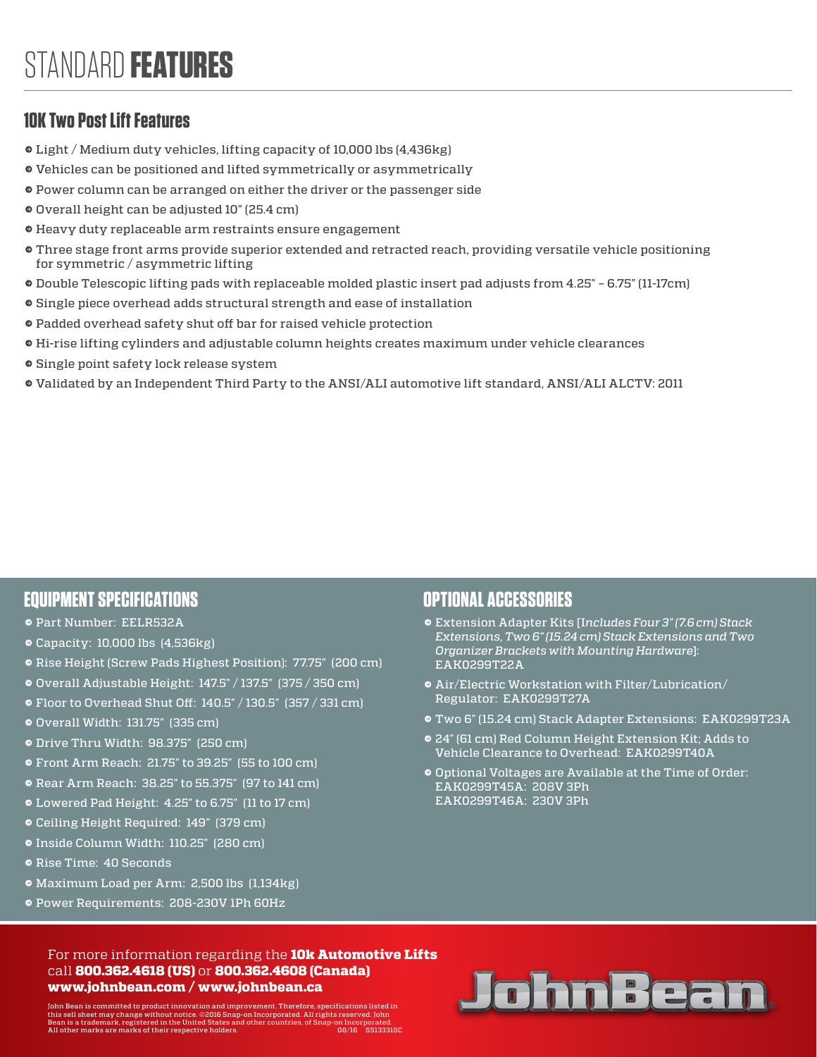# STANDARD **FEATURES**

## 10K Two Post Lift Features

- Light / Medium duty vehicles, lifting capacity of 10,000 lbs (4,436kg)
- Vehicles can be positioned and lifted symmetrically or asymmetrically
- Power column can be arranged on either the driver or the passenger side
- Overall height can be adjusted 10" (25.4 cm)
- Heavy duty replaceable arm restraints ensure engagement
- Three stage front arms provide superior extended and retracted reach, providing versatile vehicle positioning for symmetric / asymmetric lifting
- Double Telescopic lifting pads with replaceable molded plastic insert pad adjusts from 4.25" – 6.75" (11-17cm)
- Single piece overhead adds structural strength and ease of installation
- Padded overhead safety shut off bar for raised vehicle protection
- Hi-rise lifting cylinders and adjustable column heights creates maximum under vehicle clearances
- Single point safety lock release system
- Validated by an Independent Third Party to the ANSI/ALI automotive lift standard, ANSI/ALI ALCTV: 2011

## EQUIPMENT SPECIFICATIONS

- Part Number: EELR532A
- Capacity: 10,000 lbs (4,536kg)
- Rise Height (Screw Pads Highest Position): 77.75" (200 cm)
- Overall Adjustable Height: 147.5" / 137.5" (375 / 350 cm)
- Floor to Overhead Shut Off: 140.5" / 130.5" (357 / 331 cm)
- Overall Width: 131.75" (335 cm)
- Drive Thru Width: 98.375" (250 cm)
- Front Arm Reach: 21.75" to 39.25" (55 to 100 cm)
- Rear Arm Reach: 38.25" to 55.375" (97 to 141 cm)
- Lowered Pad Height: 4.25" to 6.75" (11 to 17 cm)
- Ceiling Height Required: 149" (379 cm)
- Inside Column Width: 110.25" (280 cm)
- Rise Time: 40 Seconds
- Maximum Load per Arm: 2,500 lbs (1,134kg)
- Power Requirements: 208-230V 1Ph 60Hz

## OPTIONAL ACCESSORIES

- Extension Adapter Kits [*Includes Four 3" (7.6 cm) Stack Extensions, Two 6" (15.24 cm) Stack Extensions and Two Organizer Brackets with Mounting Hardware*]: EAK0299T22A
- Air/Electric Workstation with Filter/Lubrication/ Regulator: EAK0299T27A
- Two 6" (15.24 cm) Stack Adapter Extensions: EAK0299T23A
- 24" (61 cm) Red Column Height Extension Kit; Adds to Vehicle Clearance to Overhead: EAK0299T40A
- Optional Voltages are Available at the Time of Order:
  EAK0299T45A: 208V 3Ph
  EAK0299T46A: 230V 3Ph

For more information regarding the **10k Automotive Lifts** call **800.362.4618 (US)** or **800.362.4608 (Canada)**
**www.johnbean.com / www.johnbean.ca**

John Bean is committed to product innovation and improvement. Therefore, specifications listed in this sell sheet may change without notice. ©2016 Snap-on Incorporated. All rights reserved. John Bean is a trademark, registered in the United States and other countries, of Snap-on Incorporated. All other marks are marks of their respective holders. 08/16 SS1333186C

JohnBean®